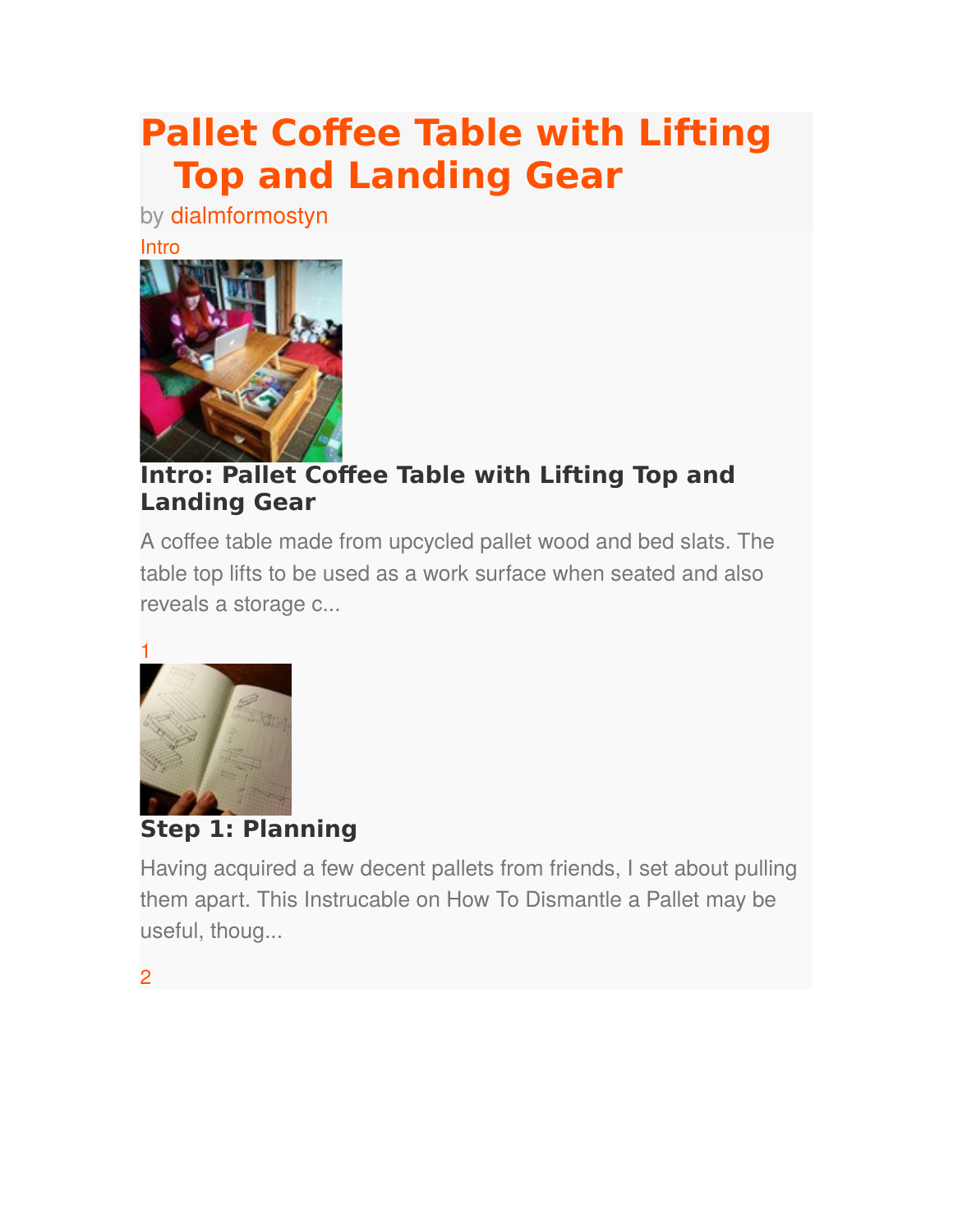# Pallet Coffee Table with Lifting Top and Landing Gear

by dialmformostyn

Intro

## Intro: Pallet Coffee Table with Lifting Top and Landing Gear

A coffee table made from upcycled pallet wood and bed slats. The table top lifts to be used as a work surface when seated and also reveals a storage c...

1

## Step 1: Planning

Having acquired a few decent pallets from friends, I set about pulling them apart. This Instrucable on How To Dismantle a Pallet may be useful, thoug...

2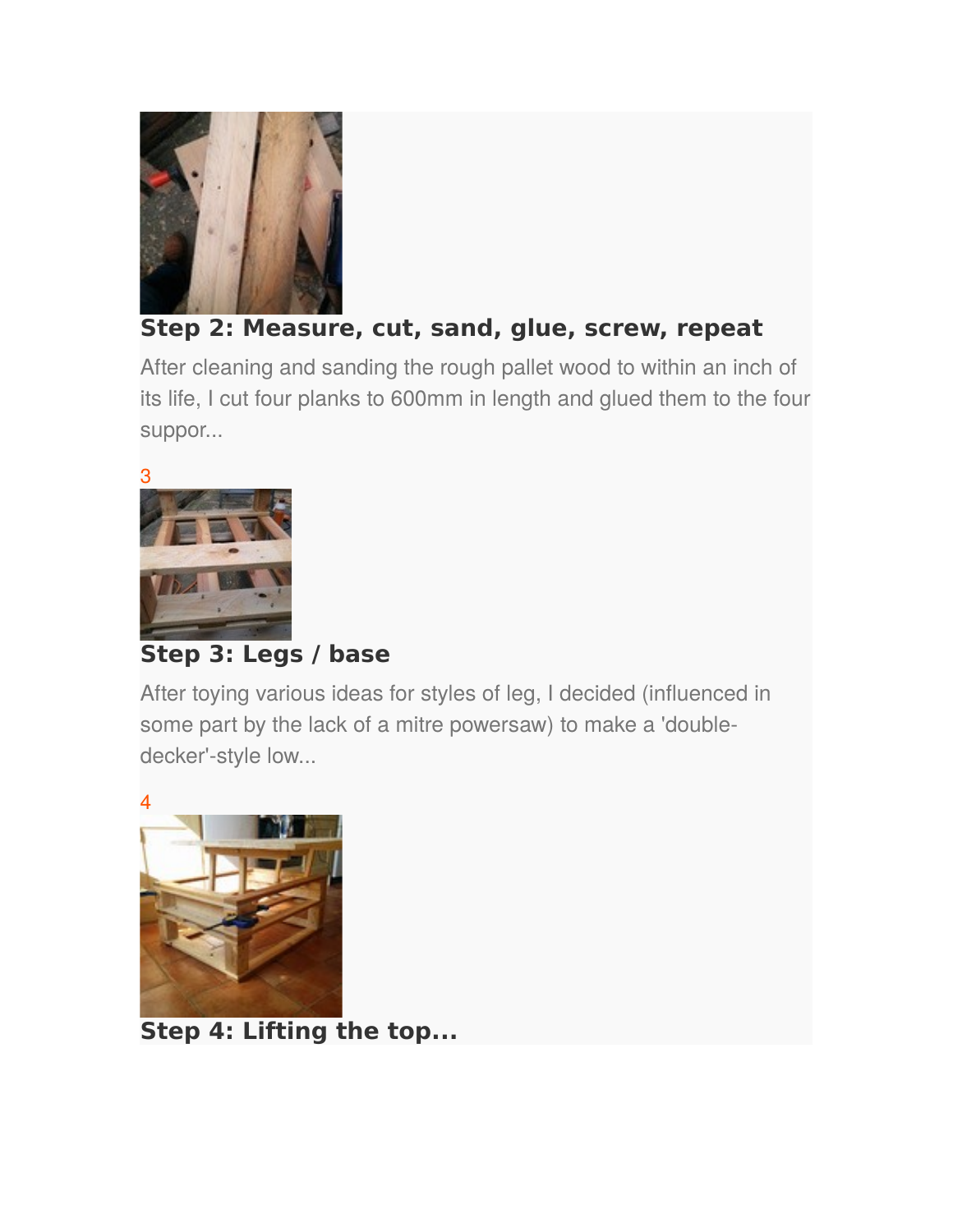## Step 2: Measure, cut, sand, glue, screw, repeat

After cleaning and sanding the rough pallet wood to within an inch of its life, I cut four planks to 600mm in length and glued them to the four suppor...

3

## Step 3: Legs / base

After toying various ideas for styles of leg, I decided (influenced in some part by the lack of a mitre powersaw) to make a 'double-decker'-style low...

4

## Step 4: Lifting the top...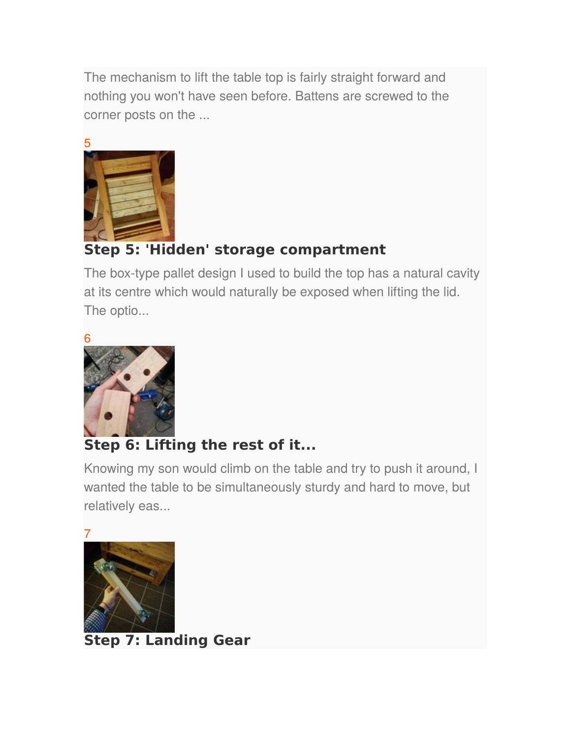The mechanism to lift the table top is fairly straight forward and nothing you won't have seen before. Battens are screwed to the corner posts on the ...

5

## Step 5: 'Hidden' storage compartment

The box-type pallet design I used to build the top has a natural cavity at its centre which would naturally be exposed when lifting the lid. The optio...

6

## Step 6: Lifting the rest of it...

Knowing my son would climb on the table and try to push it around, I wanted the table to be simultaneously sturdy and hard to move, but relatively eas...

7

## Step 7: Landing Gear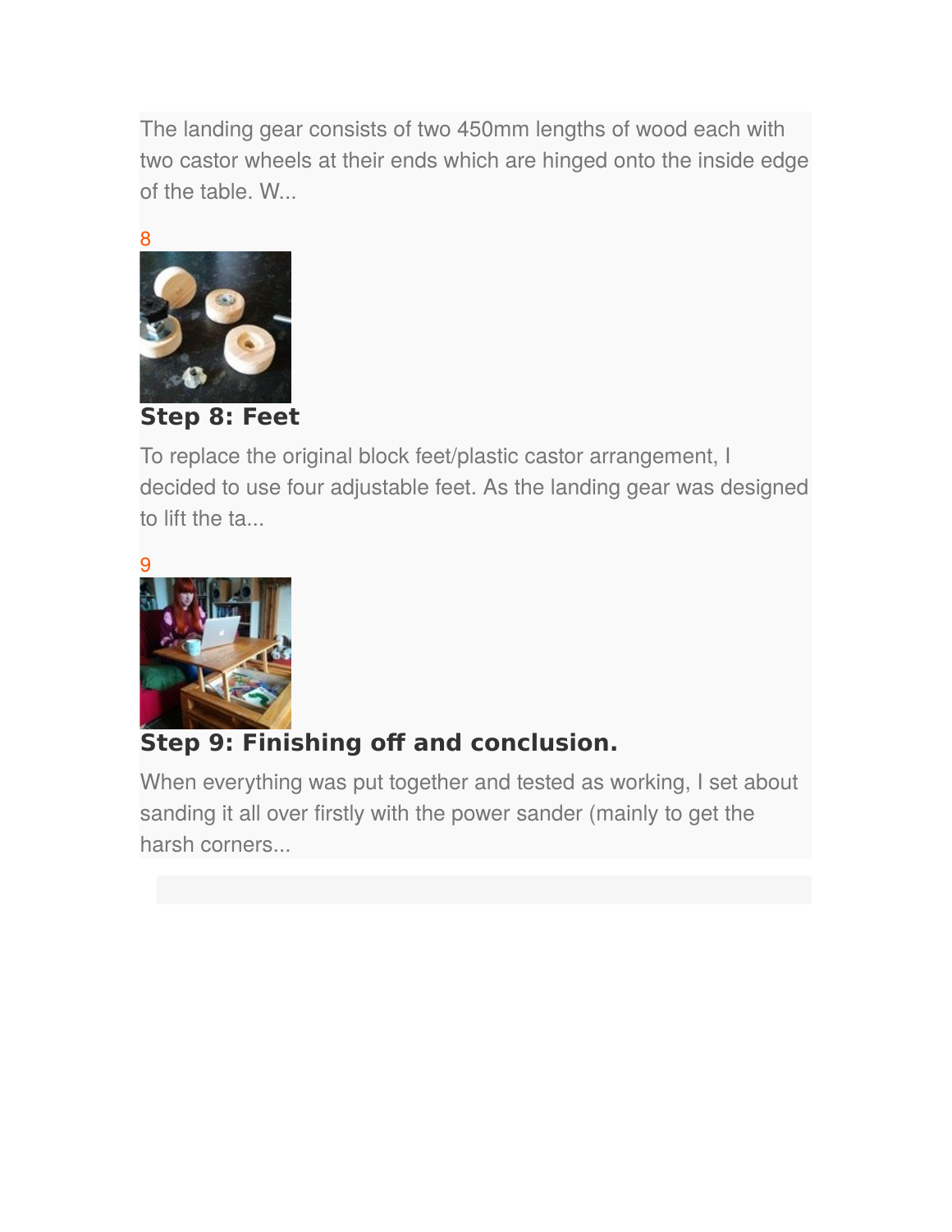The landing gear consists of two 450mm lengths of wood each with two castor wheels at their ends which are hinged onto the inside edge of the table. W...

8

## Step 8: Feet

To replace the original block feet/plastic castor arrangement, I decided to use four adjustable feet. As the landing gear was designed to lift the ta...

9

## Step 9: Finishing off and conclusion.

When everything was put together and tested as working, I set about sanding it all over firstly with the power sander (mainly to get the harsh corners...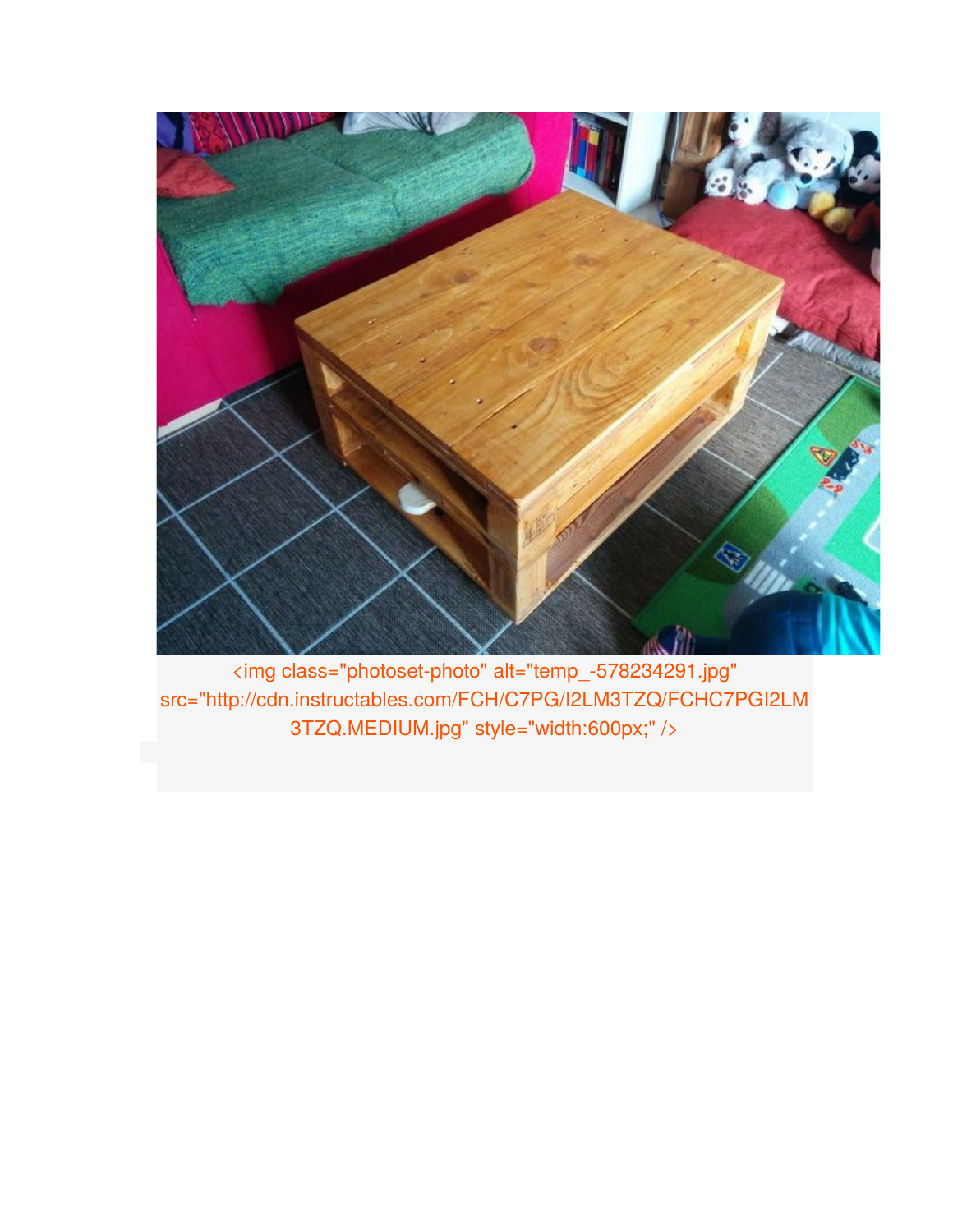<img class="photoset-photo" alt="temp_-578234291.jpg" src="http://cdn.instructables.com/FCH/C7PG/I2LM3TZQ/FCHC7PGI2LM3TZQ.MEDIUM.jpg" style="width:600px;" />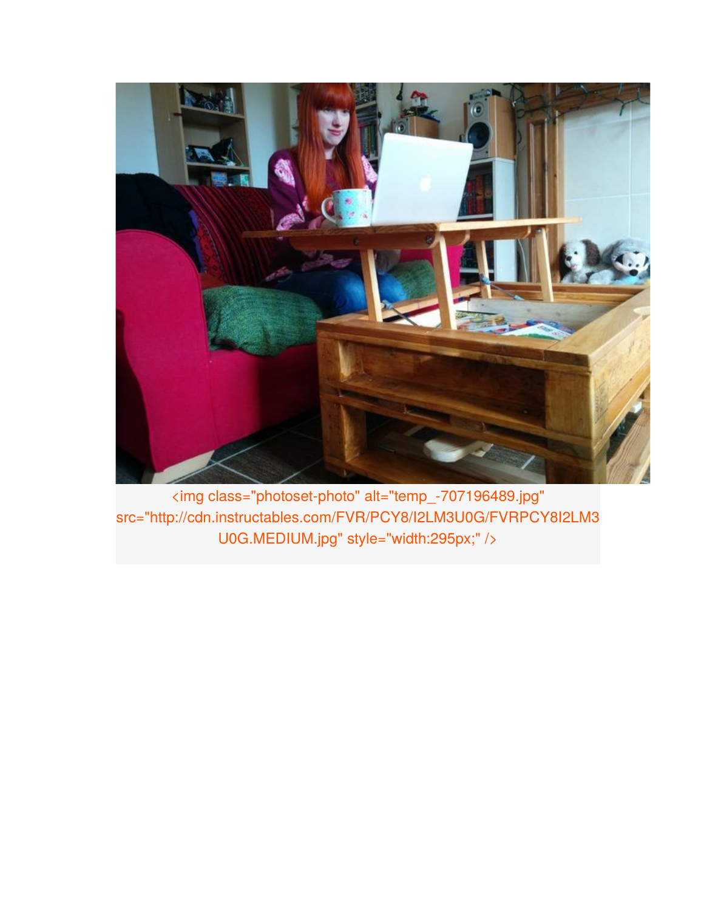```
<img class="photoset-photo" alt="temp_-707196489.jpg" src="http://cdn.instructables.com/FVR/PCY8/I2LM3U0G/FVRPCY8I2LM3U0G.MEDIUM.jpg" style="width:295px;" />
```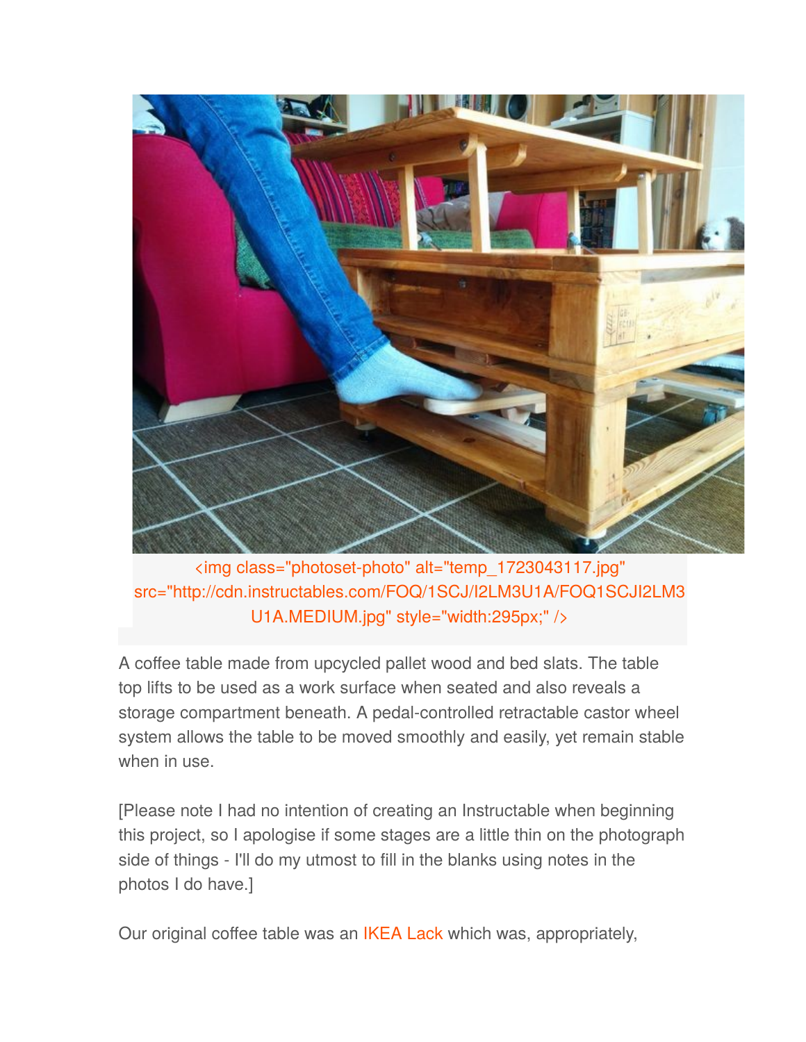<img class="photoset-photo" alt="temp_1723043117.jpg" src="http://cdn.instructables.com/FOQ/1SCJ/I2LM3U1A/FOQ1SCJI2LM3U1A.MEDIUM.jpg" style="width:295px;" />

A coffee table made from upcycled pallet wood and bed slats. The table top lifts to be used as a work surface when seated and also reveals a storage compartment beneath. A pedal-controlled retractable castor wheel system allows the table to be moved smoothly and easily, yet remain stable when in use.

[Please note I had no intention of creating an Instructable when beginning this project, so I apologise if some stages are a little thin on the photograph side of things - I'll do my utmost to fill in the blanks using notes in the photos I do have.]

Our original coffee table was an IKEA Lack which was, appropriately,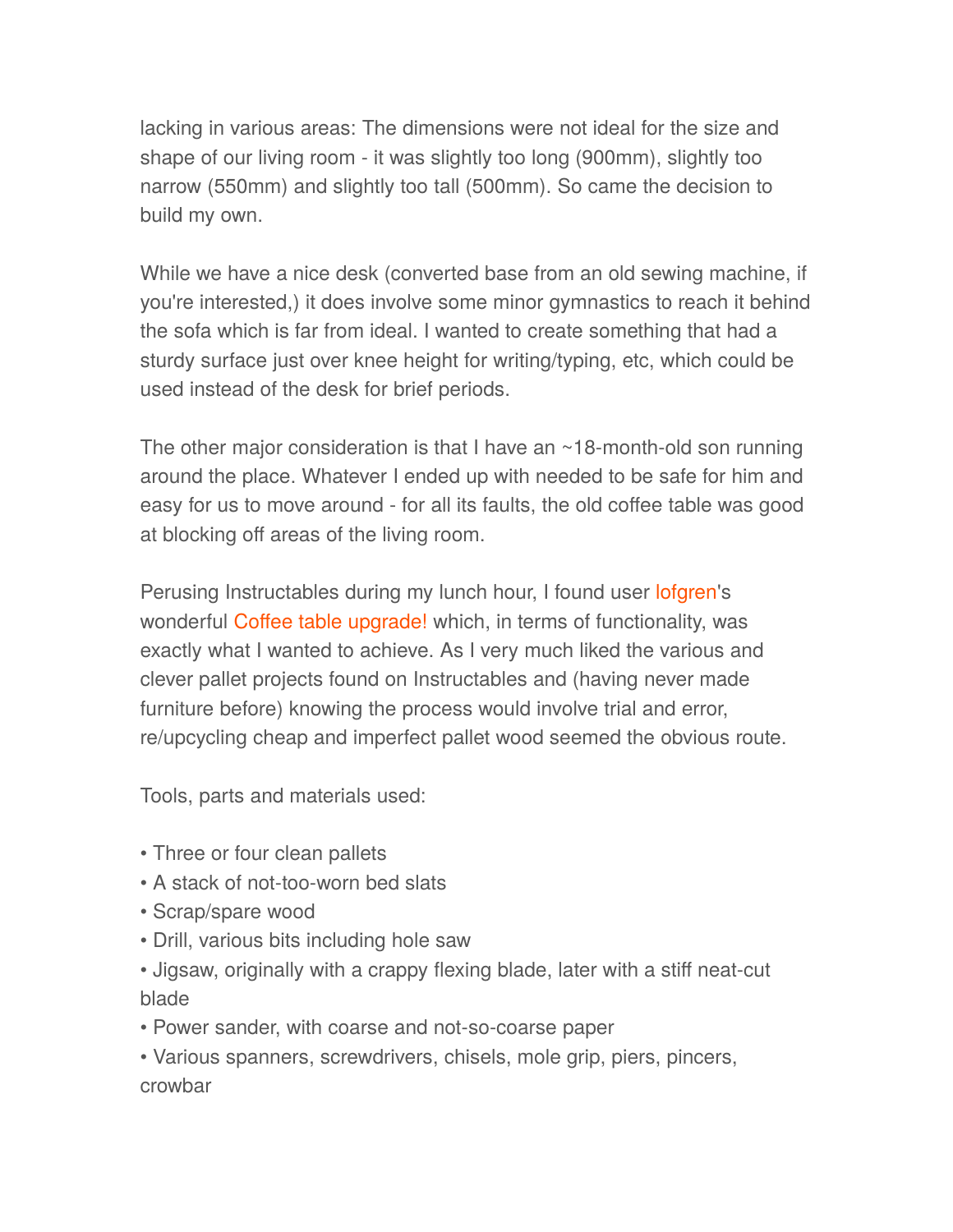lacking in various areas: The dimensions were not ideal for the size and shape of our living room - it was slightly too long (900mm), slightly too narrow (550mm) and slightly too tall (500mm). So came the decision to build my own.

While we have a nice desk (converted base from an old sewing machine, if you're interested,) it does involve some minor gymnastics to reach it behind the sofa which is far from ideal. I wanted to create something that had a sturdy surface just over knee height for writing/typing, etc, which could be used instead of the desk for brief periods.

The other major consideration is that I have an ~18-month-old son running around the place. Whatever I ended up with needed to be safe for him and easy for us to move around - for all its faults, the old coffee table was good at blocking off areas of the living room.

Perusing Instructables during my lunch hour, I found user lofgren's wonderful Coffee table upgrade! which, in terms of functionality, was exactly what I wanted to achieve. As I very much liked the various and clever pallet projects found on Instructables and (having never made furniture before) knowing the process would involve trial and error, re/upcycling cheap and imperfect pallet wood seemed the obvious route.

Tools, parts and materials used:

- Three or four clean pallets
- A stack of not-too-worn bed slats
- Scrap/spare wood
- Drill, various bits including hole saw
- Jigsaw, originally with a crappy flexing blade, later with a stiff neat-cut blade
- Power sander, with coarse and not-so-coarse paper
- Various spanners, screwdrivers, chisels, mole grip, piers, pincers, crowbar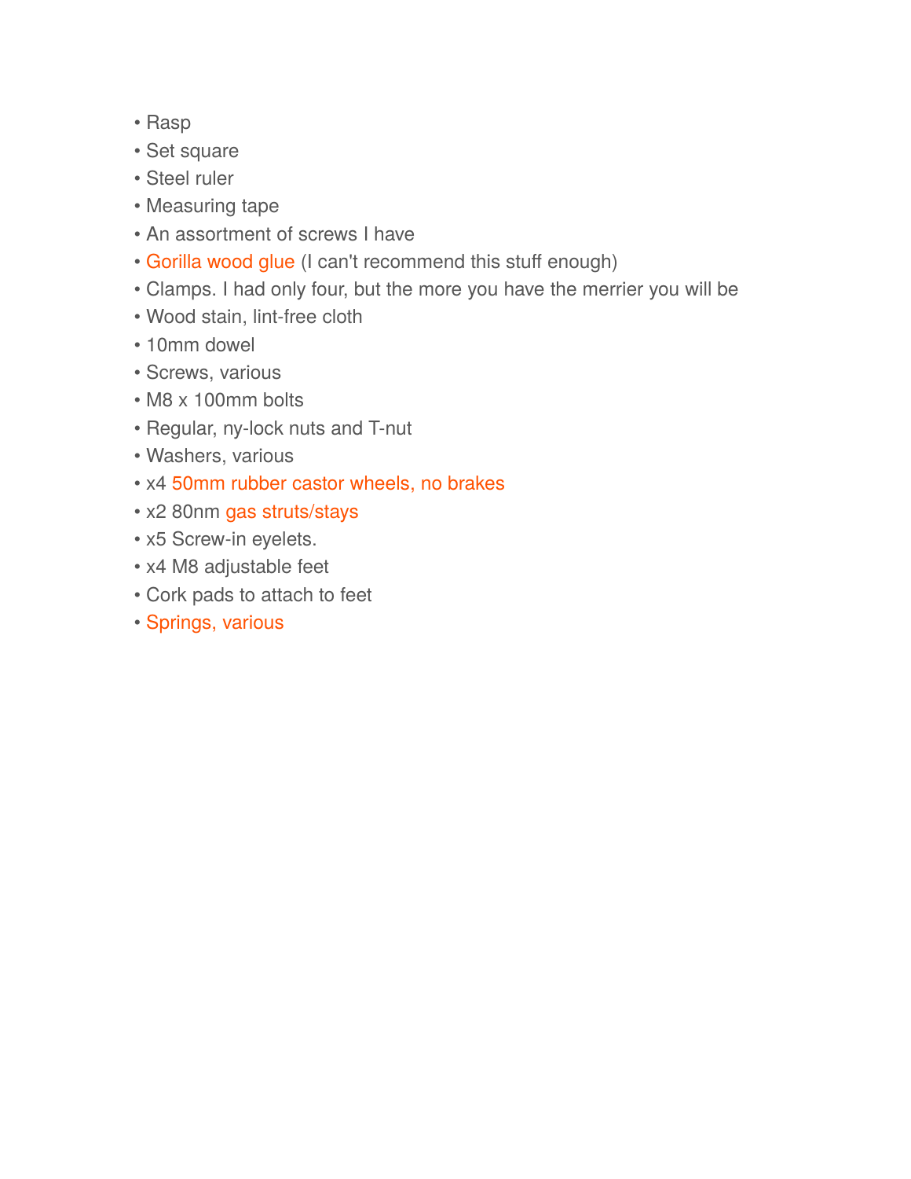- Rasp
- Set square
- Steel ruler
- Measuring tape
- An assortment of screws I have
- Gorilla wood glue (I can't recommend this stuff enough)
- Clamps. I had only four, but the more you have the merrier you will be
- Wood stain, lint-free cloth
- 10mm dowel
- Screws, various
- M8 x 100mm bolts
- Regular, ny-lock nuts and T-nut
- Washers, various
- x4 50mm rubber castor wheels, no brakes
- x2 80nm gas struts/stays
- x5 Screw-in eyelets.
- x4 M8 adjustable feet
- Cork pads to attach to feet
- Springs, various